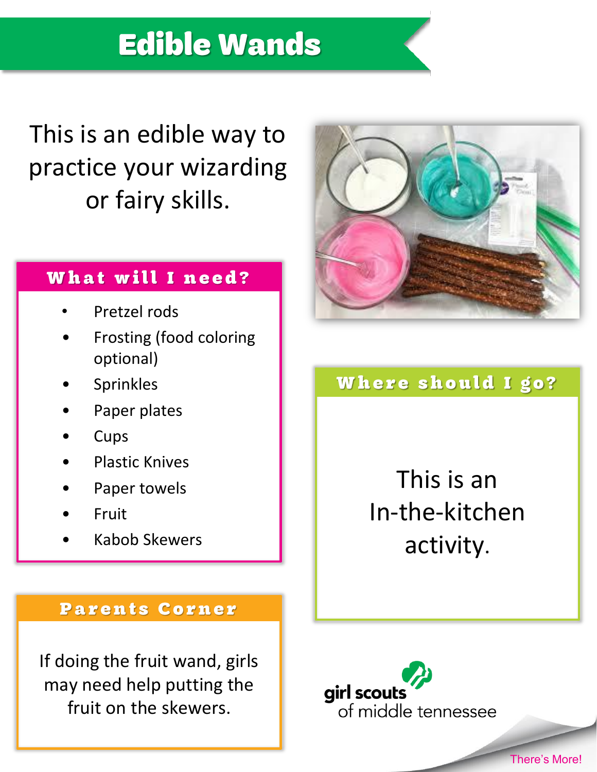# Edible Wands

This is an edible way to practice your wizarding or fairy skills.

## What will I need?

- Pretzel rods
- Frosting (food coloring optional)
- Sprinkles
- Paper plates
- Cups
- Plastic Knives
- Paper towels
- Fruit
- Kabob Skewers

## Where should I go?

This is an In-the-kitchen activity.

## Parents Corner

If doing the fruit wand, girls may need help putting the fruit on the skewers.

girl scouts of middle tennessee

There's More!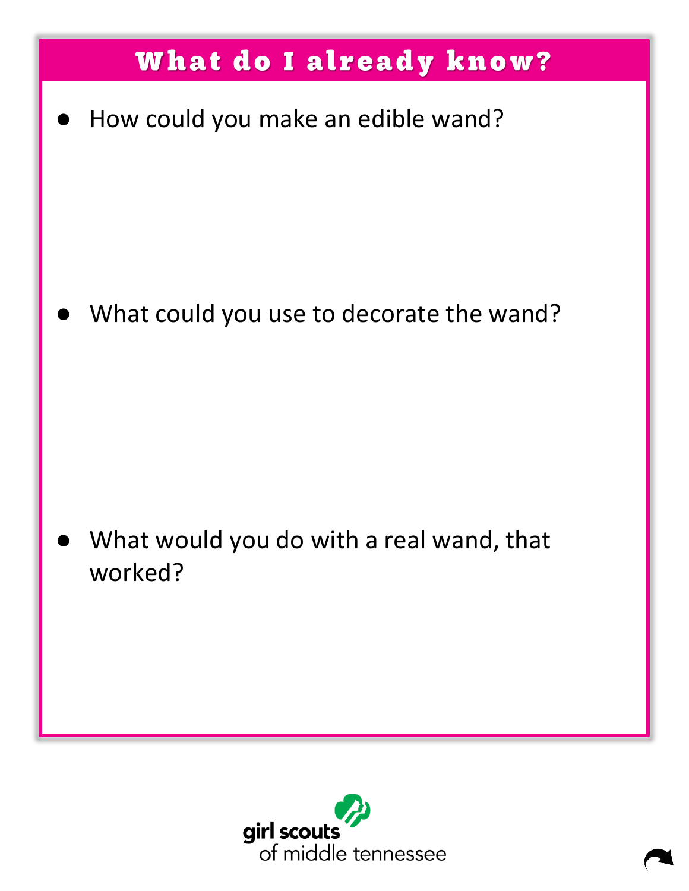## What do I already know?

- How could you make an edible wand?

- What could you use to decorate the wand?

- What would you do with a real wand, that worked?

girl scouts
of middle tennessee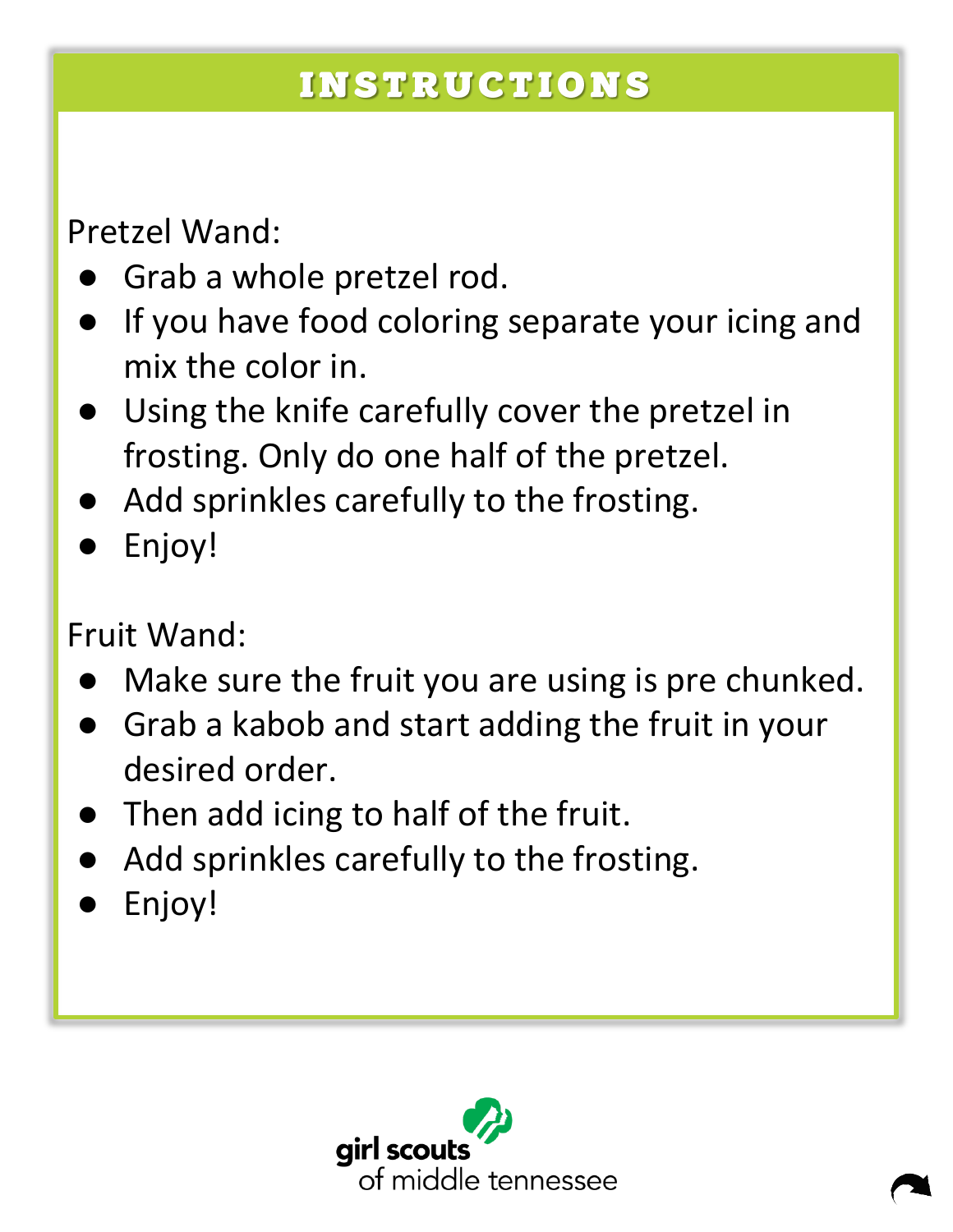## INSTRUCTIONS

Pretzel Wand:

- Grab a whole pretzel rod.
- If you have food coloring separate your icing and mix the color in.
- Using the knife carefully cover the pretzel in frosting. Only do one half of the pretzel.
- Add sprinkles carefully to the frosting.
- Enjoy!

Fruit Wand:

- Make sure the fruit you are using is pre chunked.
- Grab a kabob and start adding the fruit in your desired order.
- Then add icing to half of the fruit.
- Add sprinkles carefully to the frosting.
- Enjoy!

girl scouts
of middle tennessee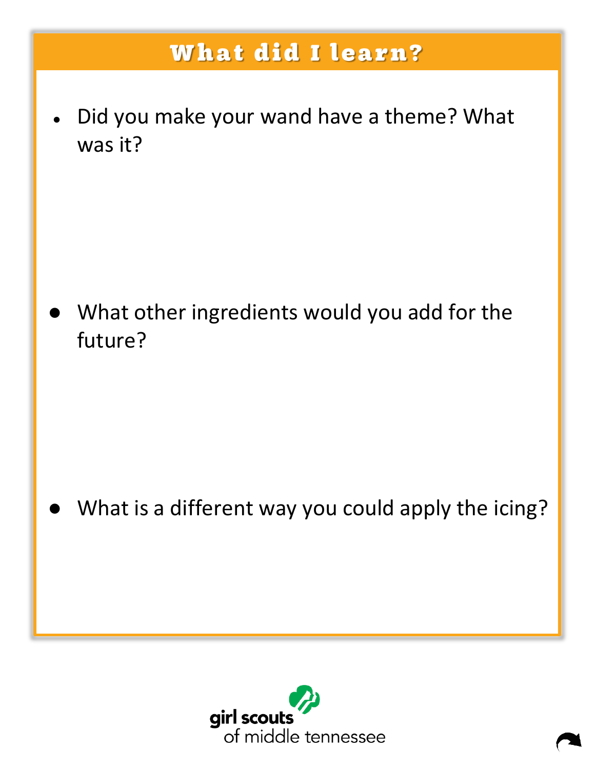## What did I learn?

- Did you make your wand have a theme? What was it?

- What other ingredients would you add for the future?

- What is a different way you could apply the icing?

girl scouts
of middle tennessee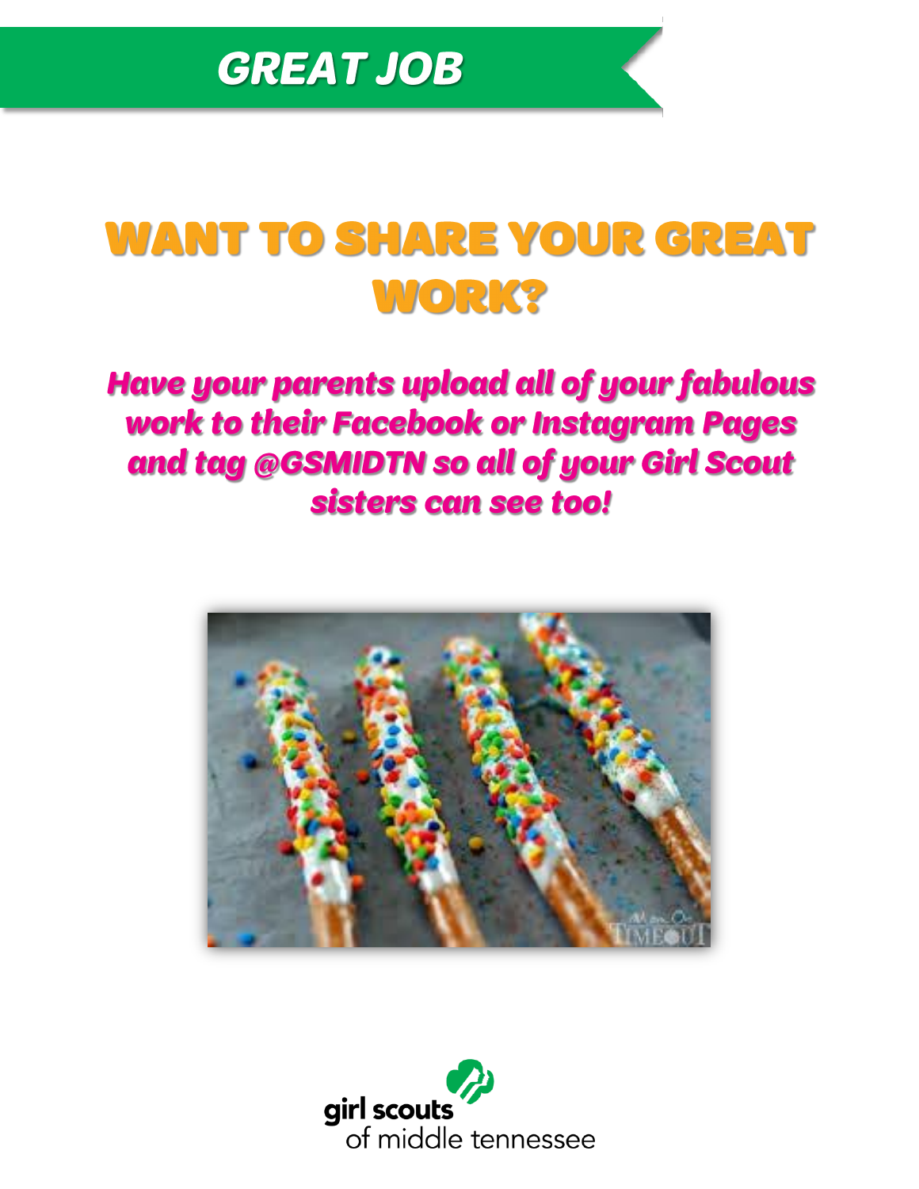# GREAT JOB

## WANT TO SHARE YOUR GREAT WORK?

***Have your parents upload all of your fabulous work to their Facebook or Instagram Pages and tag @GSMIDTN so all of your Girl Scout sisters can see too!***

girl scouts of middle tennessee